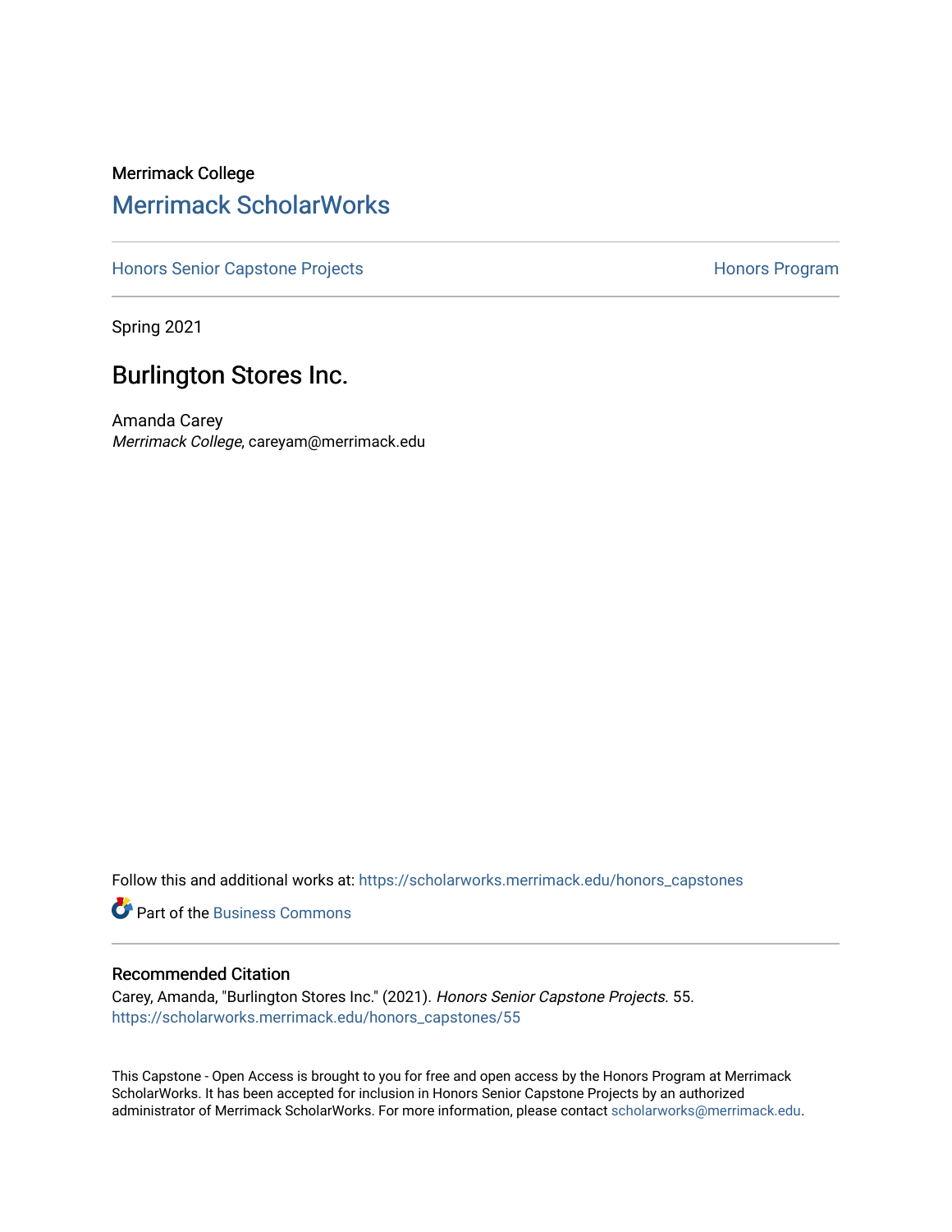Merrimack College

# Merrimack ScholarWorks

Honors Senior Capstone Projects | Honors Program

Spring 2021

## Burlington Stores Inc.

Amanda Carey
*Merrimack College*, careyam@merrimack.edu

Follow this and additional works at: https://scholarworks.merrimack.edu/honors_capstones

Part of the Business Commons

### Recommended Citation

Carey, Amanda, "Burlington Stores Inc." (2021). *Honors Senior Capstone Projects*. 55.
https://scholarworks.merrimack.edu/honors_capstones/55

This Capstone - Open Access is brought to you for free and open access by the Honors Program at Merrimack ScholarWorks. It has been accepted for inclusion in Honors Senior Capstone Projects by an authorized administrator of Merrimack ScholarWorks. For more information, please contact scholarworks@merrimack.edu.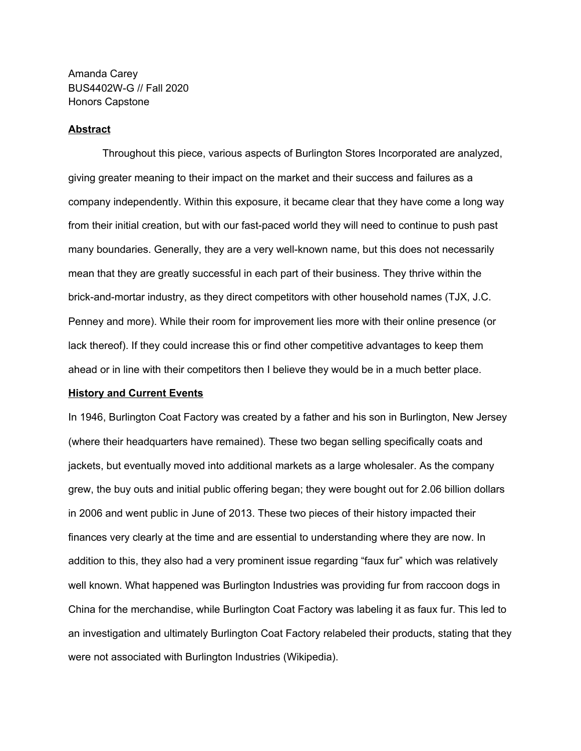Amanda Carey
BUS4402W-G // Fall 2020
Honors Capstone

**Abstract**

Throughout this piece, various aspects of Burlington Stores Incorporated are analyzed, giving greater meaning to their impact on the market and their success and failures as a company independently. Within this exposure, it became clear that they have come a long way from their initial creation, but with our fast-paced world they will need to continue to push past many boundaries. Generally, they are a very well-known name, but this does not necessarily mean that they are greatly successful in each part of their business. They thrive within the brick-and-mortar industry, as they direct competitors with other household names (TJX, J.C. Penney and more). While their room for improvement lies more with their online presence (or lack thereof). If they could increase this or find other competitive advantages to keep them ahead or in line with their competitors then I believe they would be in a much better place.

**History and Current Events**

In 1946, Burlington Coat Factory was created by a father and his son in Burlington, New Jersey (where their headquarters have remained). These two began selling specifically coats and jackets, but eventually moved into additional markets as a large wholesaler. As the company grew, the buy outs and initial public offering began; they were bought out for 2.06 billion dollars in 2006 and went public in June of 2013. These two pieces of their history impacted their finances very clearly at the time and are essential to understanding where they are now. In addition to this, they also had a very prominent issue regarding "faux fur" which was relatively well known. What happened was Burlington Industries was providing fur from raccoon dogs in China for the merchandise, while Burlington Coat Factory was labeling it as faux fur. This led to an investigation and ultimately Burlington Coat Factory relabeled their products, stating that they were not associated with Burlington Industries (Wikipedia).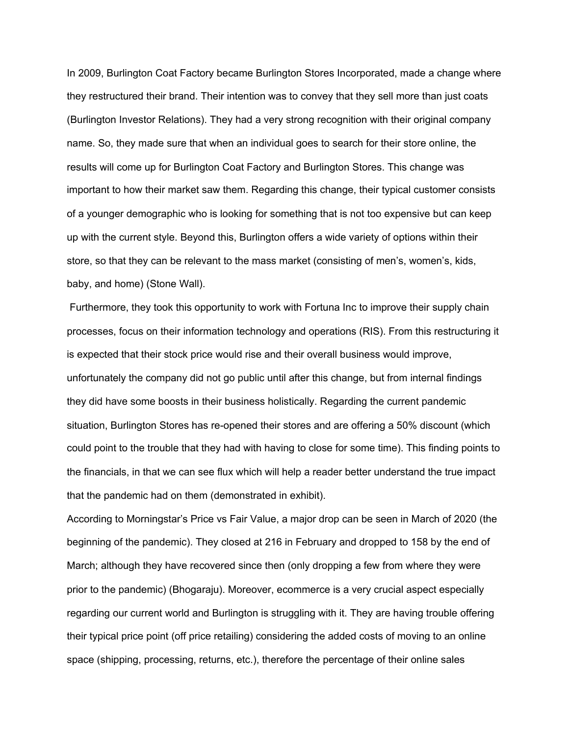In 2009, Burlington Coat Factory became Burlington Stores Incorporated, made a change where they restructured their brand. Their intention was to convey that they sell more than just coats (Burlington Investor Relations). They had a very strong recognition with their original company name. So, they made sure that when an individual goes to search for their store online, the results will come up for Burlington Coat Factory and Burlington Stores. This change was important to how their market saw them. Regarding this change, their typical customer consists of a younger demographic who is looking for something that is not too expensive but can keep up with the current style. Beyond this, Burlington offers a wide variety of options within their store, so that they can be relevant to the mass market (consisting of men's, women's, kids, baby, and home) (Stone Wall).

Furthermore, they took this opportunity to work with Fortuna Inc to improve their supply chain processes, focus on their information technology and operations (RIS). From this restructuring it is expected that their stock price would rise and their overall business would improve, unfortunately the company did not go public until after this change, but from internal findings they did have some boosts in their business holistically. Regarding the current pandemic situation, Burlington Stores has re-opened their stores and are offering a 50% discount (which could point to the trouble that they had with having to close for some time). This finding points to the financials, in that we can see flux which will help a reader better understand the true impact that the pandemic had on them (demonstrated in exhibit).

According to Morningstar's Price vs Fair Value, a major drop can be seen in March of 2020 (the beginning of the pandemic). They closed at 216 in February and dropped to 158 by the end of March; although they have recovered since then (only dropping a few from where they were prior to the pandemic) (Bhogaraju). Moreover, ecommerce is a very crucial aspect especially regarding our current world and Burlington is struggling with it. They are having trouble offering their typical price point (off price retailing) considering the added costs of moving to an online space (shipping, processing, returns, etc.), therefore the percentage of their online sales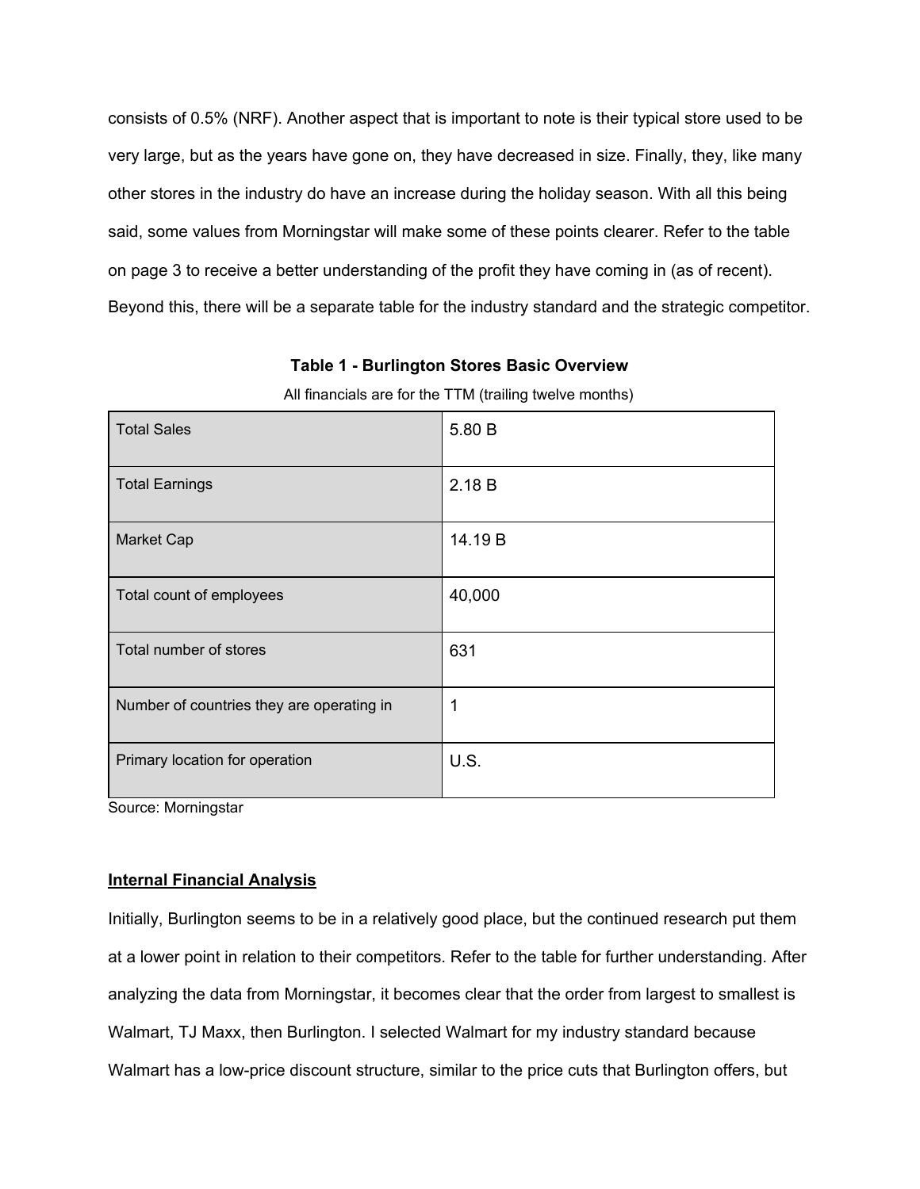consists of 0.5% (NRF). Another aspect that is important to note is their typical store used to be very large, but as the years have gone on, they have decreased in size. Finally, they, like many other stores in the industry do have an increase during the holiday season. With all this being said, some values from Morningstar will make some of these points clearer. Refer to the table on page 3 to receive a better understanding of the profit they have coming in (as of recent). Beyond this, there will be a separate table for the industry standard and the strategic competitor.

**Table 1 - Burlington Stores Basic Overview**

All financials are for the TTM (trailing twelve months)

| | |
|---|---|
| Total Sales | 5.80 B |
| Total Earnings | 2.18 B |
| Market Cap | 14.19 B |
| Total count of employees | 40,000 |
| Total number of stores | 631 |
| Number of countries they are operating in | 1 |
| Primary location for operation | U.S. |

Source: Morningstar

## Internal Financial Analysis

Initially, Burlington seems to be in a relatively good place, but the continued research put them at a lower point in relation to their competitors. Refer to the table for further understanding. After analyzing the data from Morningstar, it becomes clear that the order from largest to smallest is Walmart, TJ Maxx, then Burlington. I selected Walmart for my industry standard because Walmart has a low-price discount structure, similar to the price cuts that Burlington offers, but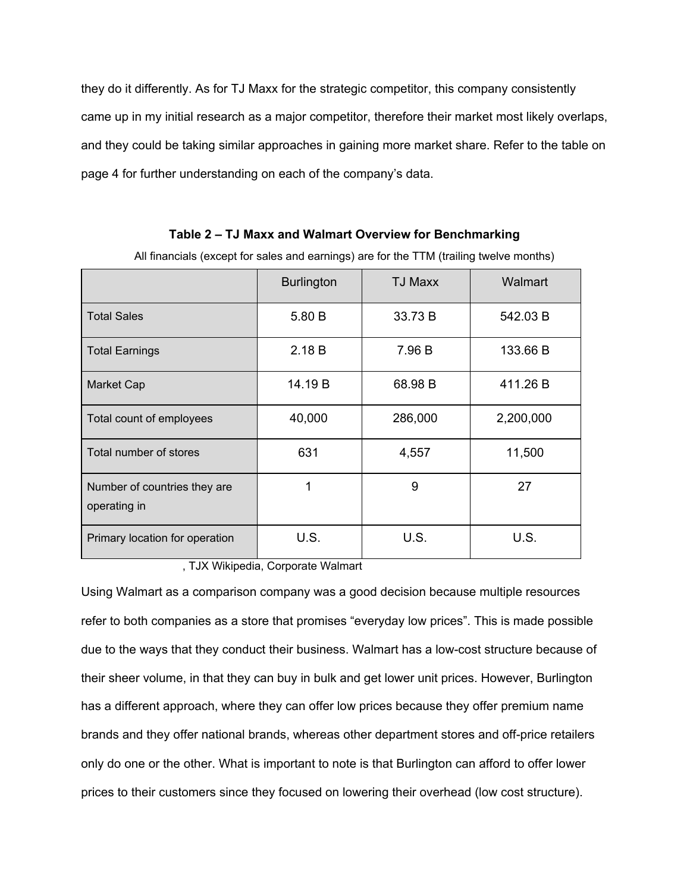they do it differently. As for TJ Maxx for the strategic competitor, this company consistently came up in my initial research as a major competitor, therefore their market most likely overlaps, and they could be taking similar approaches in gaining more market share. Refer to the table on page 4 for further understanding on each of the company's data.

**Table 2 – TJ Maxx and Walmart Overview for Benchmarking**

All financials (except for sales and earnings) are for the TTM (trailing twelve months)

| | Burlington | TJ Maxx | Walmart |
|---|---|---|---|
| Total Sales | 5.80 B | 33.73 B | 542.03 B |
| Total Earnings | 2.18 B | 7.96 B | 133.66 B |
| Market Cap | 14.19 B | 68.98 B | 411.26 B |
| Total count of employees | 40,000 | 286,000 | 2,200,000 |
| Total number of stores | 631 | 4,557 | 11,500 |
| Number of countries they are operating in | 1 | 9 | 27 |
| Primary location for operation | U.S. | U.S. | U.S. |

, TJX Wikipedia, Corporate Walmart

Using Walmart as a comparison company was a good decision because multiple resources refer to both companies as a store that promises "everyday low prices". This is made possible due to the ways that they conduct their business. Walmart has a low-cost structure because of their sheer volume, in that they can buy in bulk and get lower unit prices. However, Burlington has a different approach, where they can offer low prices because they offer premium name brands and they offer national brands, whereas other department stores and off-price retailers only do one or the other. What is important to note is that Burlington can afford to offer lower prices to their customers since they focused on lowering their overhead (low cost structure).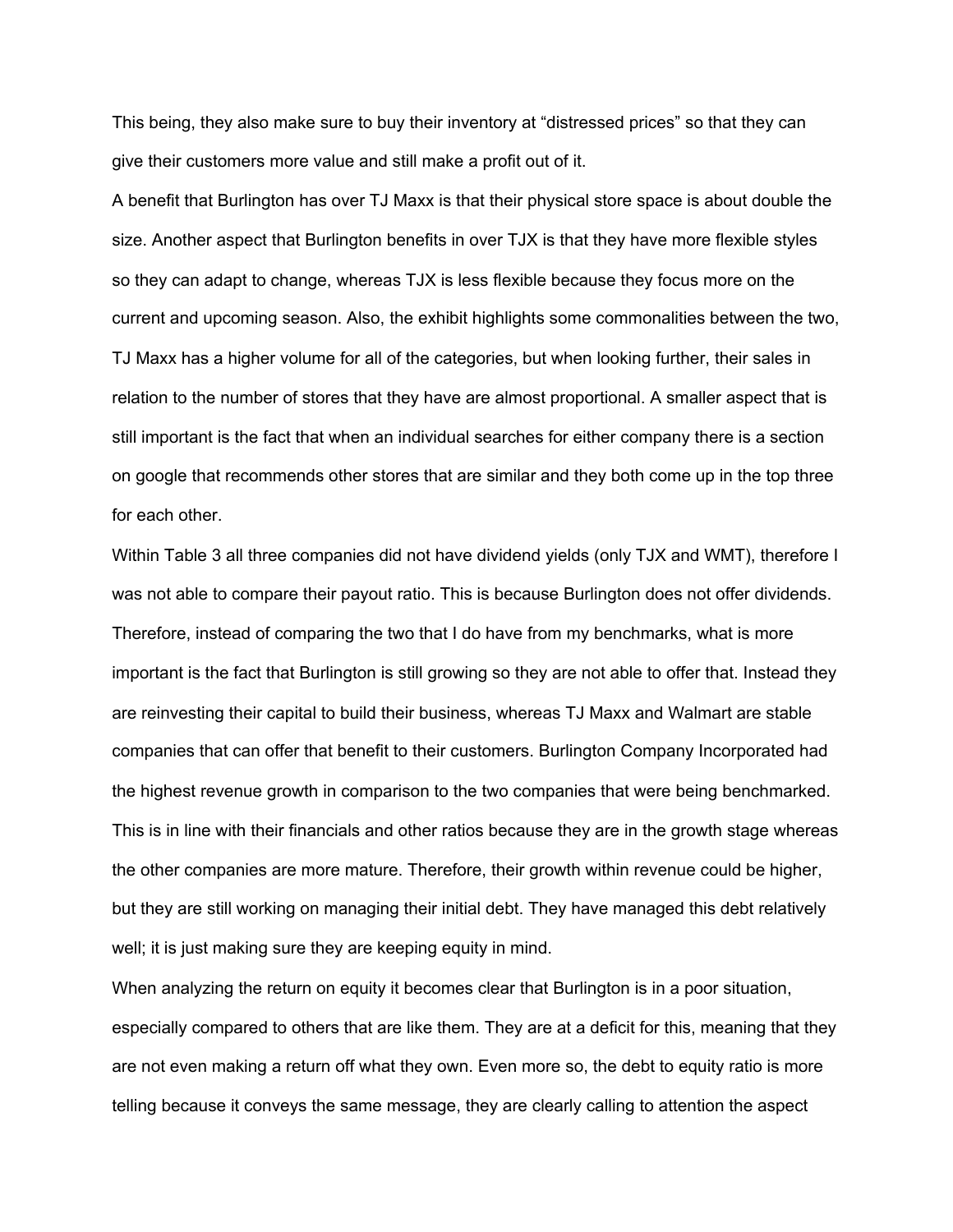This being, they also make sure to buy their inventory at “distressed prices” so that they can give their customers more value and still make a profit out of it.

A benefit that Burlington has over TJ Maxx is that their physical store space is about double the size. Another aspect that Burlington benefits in over TJX is that they have more flexible styles so they can adapt to change, whereas TJX is less flexible because they focus more on the current and upcoming season. Also, the exhibit highlights some commonalities between the two, TJ Maxx has a higher volume for all of the categories, but when looking further, their sales in relation to the number of stores that they have are almost proportional. A smaller aspect that is still important is the fact that when an individual searches for either company there is a section on google that recommends other stores that are similar and they both come up in the top three for each other.

Within Table 3 all three companies did not have dividend yields (only TJX and WMT), therefore I was not able to compare their payout ratio. This is because Burlington does not offer dividends. Therefore, instead of comparing the two that I do have from my benchmarks, what is more important is the fact that Burlington is still growing so they are not able to offer that. Instead they are reinvesting their capital to build their business, whereas TJ Maxx and Walmart are stable companies that can offer that benefit to their customers. Burlington Company Incorporated had the highest revenue growth in comparison to the two companies that were being benchmarked. This is in line with their financials and other ratios because they are in the growth stage whereas the other companies are more mature. Therefore, their growth within revenue could be higher, but they are still working on managing their initial debt. They have managed this debt relatively well; it is just making sure they are keeping equity in mind.

When analyzing the return on equity it becomes clear that Burlington is in a poor situation, especially compared to others that are like them. They are at a deficit for this, meaning that they are not even making a return off what they own. Even more so, the debt to equity ratio is more telling because it conveys the same message, they are clearly calling to attention the aspect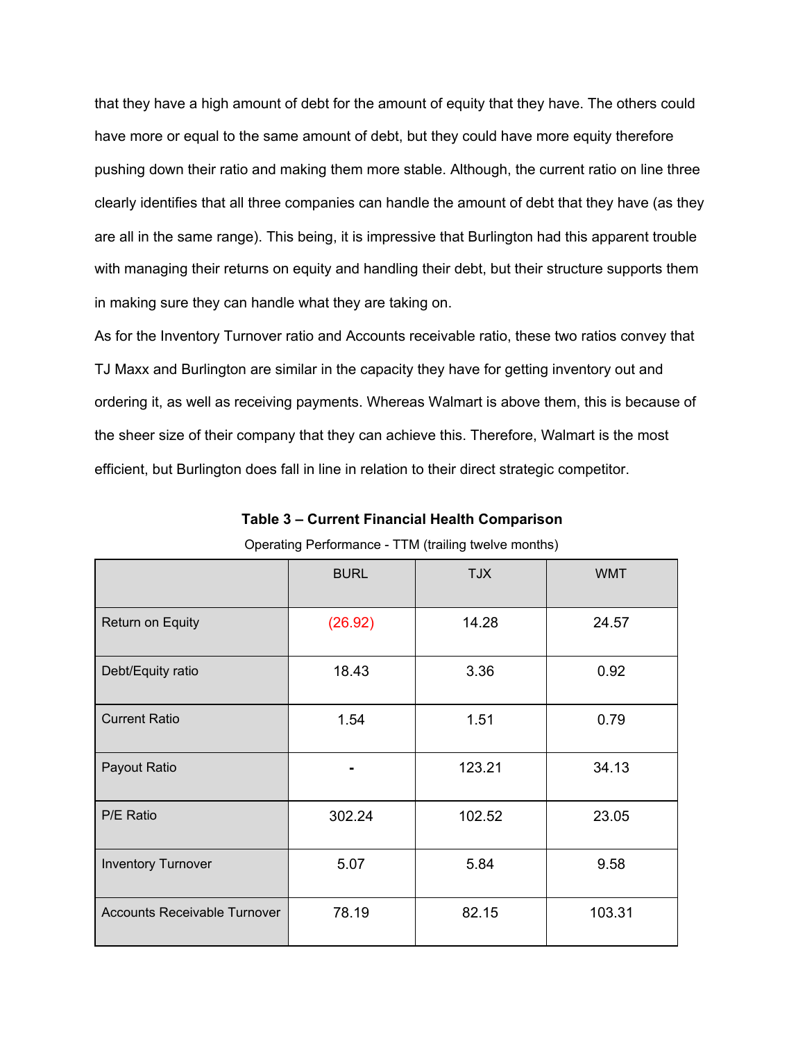that they have a high amount of debt for the amount of equity that they have. The others could have more or equal to the same amount of debt, but they could have more equity therefore pushing down their ratio and making them more stable. Although, the current ratio on line three clearly identifies that all three companies can handle the amount of debt that they have (as they are all in the same range). This being, it is impressive that Burlington had this apparent trouble with managing their returns on equity and handling their debt, but their structure supports them in making sure they can handle what they are taking on.

As for the Inventory Turnover ratio and Accounts receivable ratio, these two ratios convey that TJ Maxx and Burlington are similar in the capacity they have for getting inventory out and ordering it, as well as receiving payments. Whereas Walmart is above them, this is because of the sheer size of their company that they can achieve this. Therefore, Walmart is the most efficient, but Burlington does fall in line in relation to their direct strategic competitor.

**Table 3 – Current Financial Health Comparison**

Operating Performance - TTM (trailing twelve months)

| | BURL | TJX | WMT |
|---|---|---|---|
| Return on Equity | (26.92) | 14.28 | 24.57 |
| Debt/Equity ratio | 18.43 | 3.36 | 0.92 |
| Current Ratio | 1.54 | 1.51 | 0.79 |
| Payout Ratio | - | 123.21 | 34.13 |
| P/E Ratio | 302.24 | 102.52 | 23.05 |
| Inventory Turnover | 5.07 | 5.84 | 9.58 |
| Accounts Receivable Turnover | 78.19 | 82.15 | 103.31 |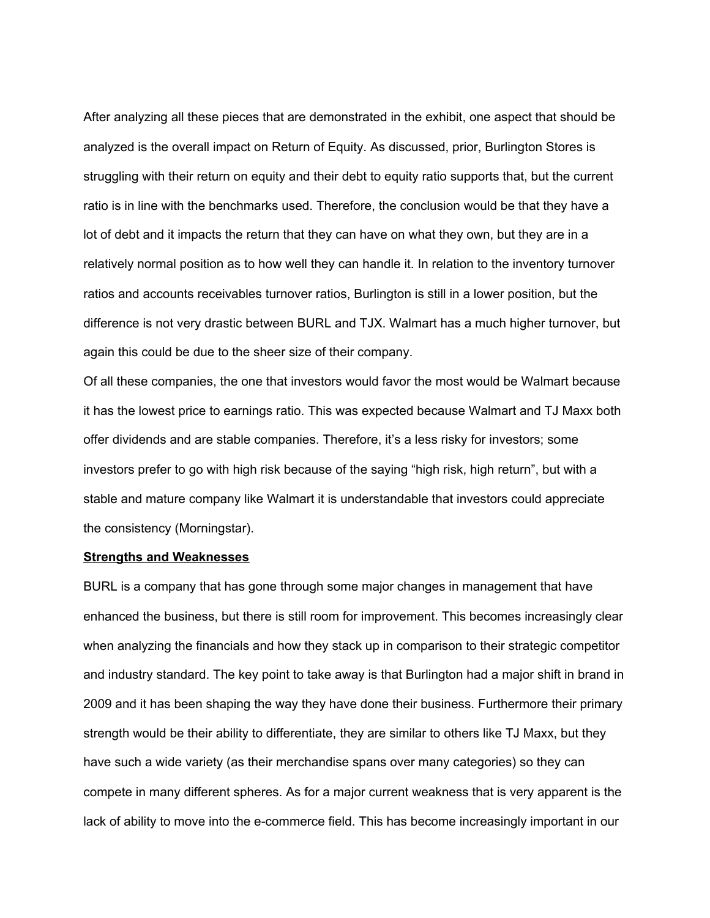After analyzing all these pieces that are demonstrated in the exhibit, one aspect that should be analyzed is the overall impact on Return of Equity. As discussed, prior, Burlington Stores is struggling with their return on equity and their debt to equity ratio supports that, but the current ratio is in line with the benchmarks used. Therefore, the conclusion would be that they have a lot of debt and it impacts the return that they can have on what they own, but they are in a relatively normal position as to how well they can handle it. In relation to the inventory turnover ratios and accounts receivables turnover ratios, Burlington is still in a lower position, but the difference is not very drastic between BURL and TJX. Walmart has a much higher turnover, but again this could be due to the sheer size of their company.

Of all these companies, the one that investors would favor the most would be Walmart because it has the lowest price to earnings ratio. This was expected because Walmart and TJ Maxx both offer dividends and are stable companies. Therefore, it's a less risky for investors; some investors prefer to go with high risk because of the saying "high risk, high return", but with a stable and mature company like Walmart it is understandable that investors could appreciate the consistency (Morningstar).

**Strengths and Weaknesses**

BURL is a company that has gone through some major changes in management that have enhanced the business, but there is still room for improvement. This becomes increasingly clear when analyzing the financials and how they stack up in comparison to their strategic competitor and industry standard. The key point to take away is that Burlington had a major shift in brand in 2009 and it has been shaping the way they have done their business. Furthermore their primary strength would be their ability to differentiate, they are similar to others like TJ Maxx, but they have such a wide variety (as their merchandise spans over many categories) so they can compete in many different spheres. As for a major current weakness that is very apparent is the lack of ability to move into the e-commerce field. This has become increasingly important in our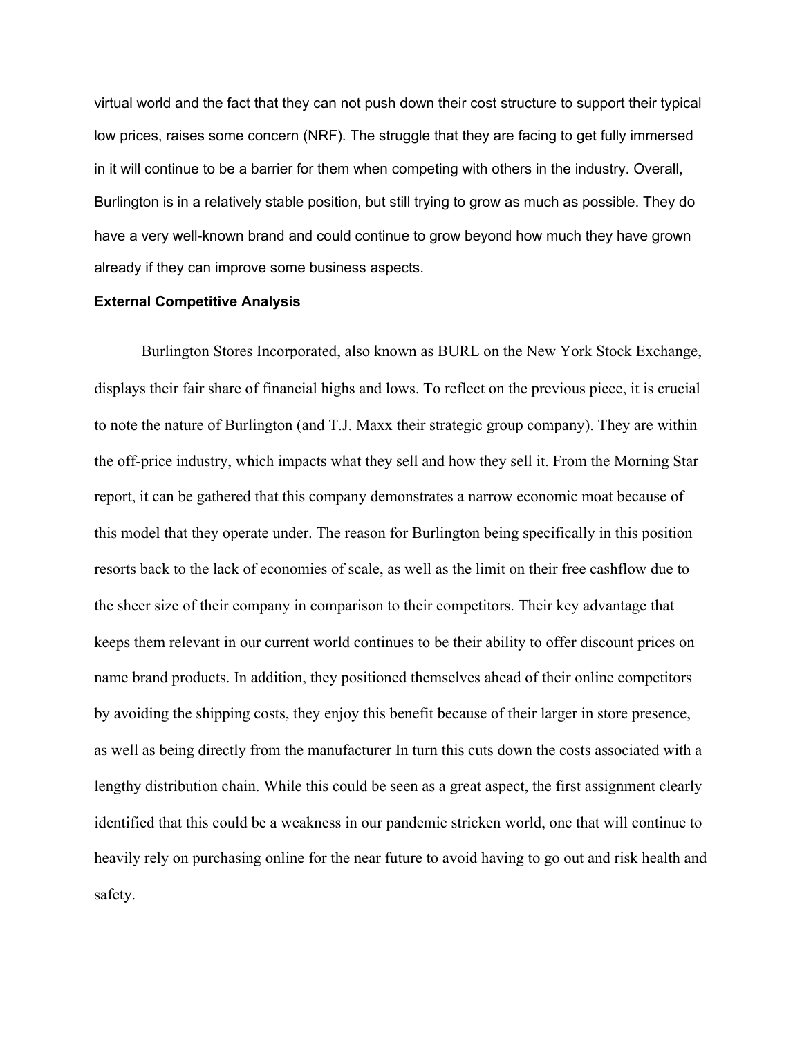virtual world and the fact that they can not push down their cost structure to support their typical low prices, raises some concern (NRF). The struggle that they are facing to get fully immersed in it will continue to be a barrier for them when competing with others in the industry. Overall, Burlington is in a relatively stable position, but still trying to grow as much as possible. They do have a very well-known brand and could continue to grow beyond how much they have grown already if they can improve some business aspects.

**External Competitive Analysis**

Burlington Stores Incorporated, also known as BURL on the New York Stock Exchange, displays their fair share of financial highs and lows. To reflect on the previous piece, it is crucial to note the nature of Burlington (and T.J. Maxx their strategic group company). They are within the off-price industry, which impacts what they sell and how they sell it. From the Morning Star report, it can be gathered that this company demonstrates a narrow economic moat because of this model that they operate under. The reason for Burlington being specifically in this position resorts back to the lack of economies of scale, as well as the limit on their free cashflow due to the sheer size of their company in comparison to their competitors. Their key advantage that keeps them relevant in our current world continues to be their ability to offer discount prices on name brand products. In addition, they positioned themselves ahead of their online competitors by avoiding the shipping costs, they enjoy this benefit because of their larger in store presence, as well as being directly from the manufacturer In turn this cuts down the costs associated with a lengthy distribution chain. While this could be seen as a great aspect, the first assignment clearly identified that this could be a weakness in our pandemic stricken world, one that will continue to heavily rely on purchasing online for the near future to avoid having to go out and risk health and safety.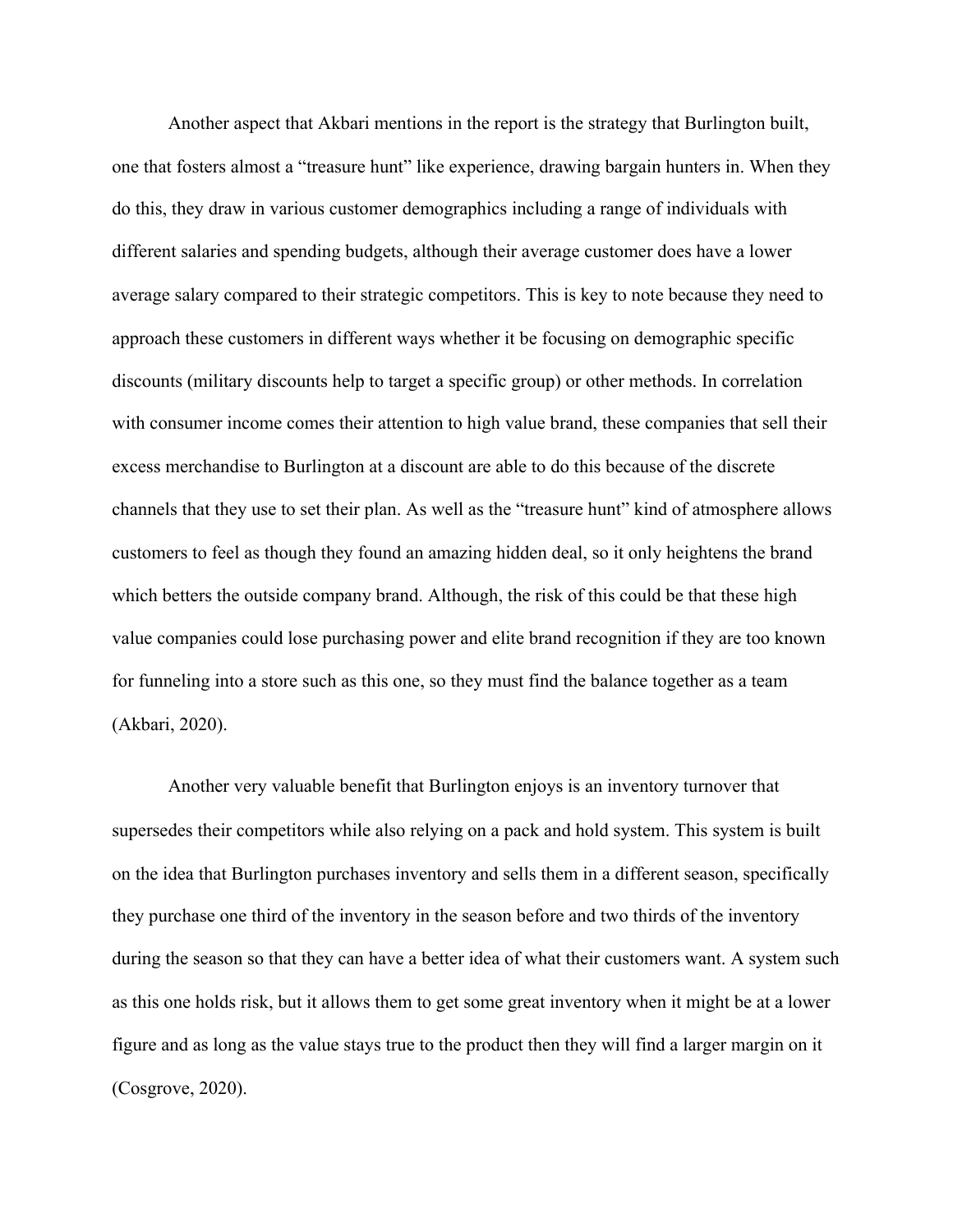Another aspect that Akbari mentions in the report is the strategy that Burlington built, one that fosters almost a "treasure hunt" like experience, drawing bargain hunters in. When they do this, they draw in various customer demographics including a range of individuals with different salaries and spending budgets, although their average customer does have a lower average salary compared to their strategic competitors. This is key to note because they need to approach these customers in different ways whether it be focusing on demographic specific discounts (military discounts help to target a specific group) or other methods. In correlation with consumer income comes their attention to high value brand, these companies that sell their excess merchandise to Burlington at a discount are able to do this because of the discrete channels that they use to set their plan. As well as the "treasure hunt" kind of atmosphere allows customers to feel as though they found an amazing hidden deal, so it only heightens the brand which betters the outside company brand. Although, the risk of this could be that these high value companies could lose purchasing power and elite brand recognition if they are too known for funneling into a store such as this one, so they must find the balance together as a team (Akbari, 2020).

Another very valuable benefit that Burlington enjoys is an inventory turnover that supersedes their competitors while also relying on a pack and hold system. This system is built on the idea that Burlington purchases inventory and sells them in a different season, specifically they purchase one third of the inventory in the season before and two thirds of the inventory during the season so that they can have a better idea of what their customers want. A system such as this one holds risk, but it allows them to get some great inventory when it might be at a lower figure and as long as the value stays true to the product then they will find a larger margin on it (Cosgrove, 2020).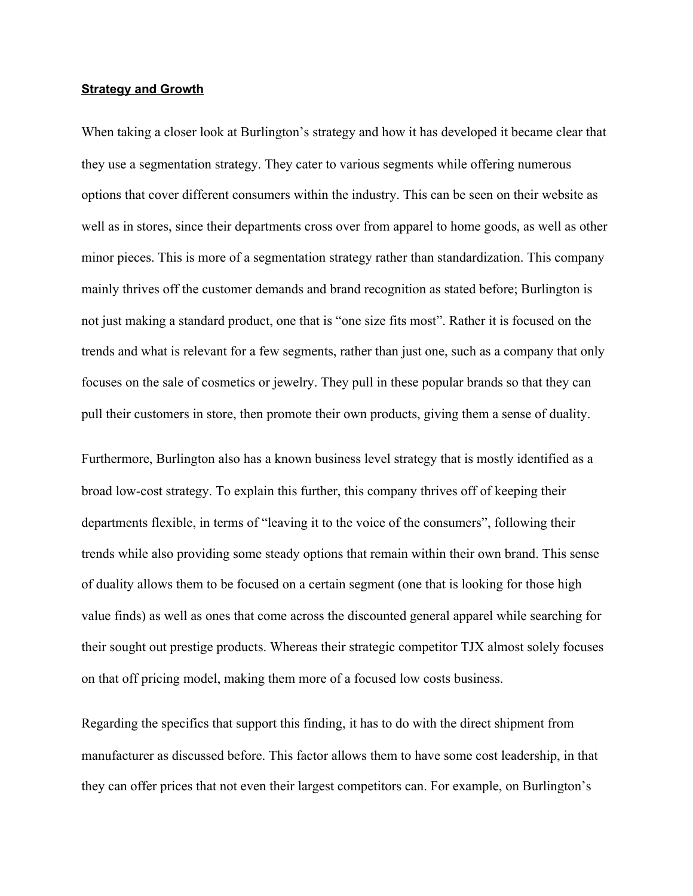**Strategy and Growth**

When taking a closer look at Burlington's strategy and how it has developed it became clear that they use a segmentation strategy. They cater to various segments while offering numerous options that cover different consumers within the industry. This can be seen on their website as well as in stores, since their departments cross over from apparel to home goods, as well as other minor pieces. This is more of a segmentation strategy rather than standardization. This company mainly thrives off the customer demands and brand recognition as stated before; Burlington is not just making a standard product, one that is "one size fits most". Rather it is focused on the trends and what is relevant for a few segments, rather than just one, such as a company that only focuses on the sale of cosmetics or jewelry. They pull in these popular brands so that they can pull their customers in store, then promote their own products, giving them a sense of duality.

Furthermore, Burlington also has a known business level strategy that is mostly identified as a broad low-cost strategy. To explain this further, this company thrives off of keeping their departments flexible, in terms of "leaving it to the voice of the consumers", following their trends while also providing some steady options that remain within their own brand. This sense of duality allows them to be focused on a certain segment (one that is looking for those high value finds) as well as ones that come across the discounted general apparel while searching for their sought out prestige products. Whereas their strategic competitor TJX almost solely focuses on that off pricing model, making them more of a focused low costs business.

Regarding the specifics that support this finding, it has to do with the direct shipment from manufacturer as discussed before. This factor allows them to have some cost leadership, in that they can offer prices that not even their largest competitors can. For example, on Burlington's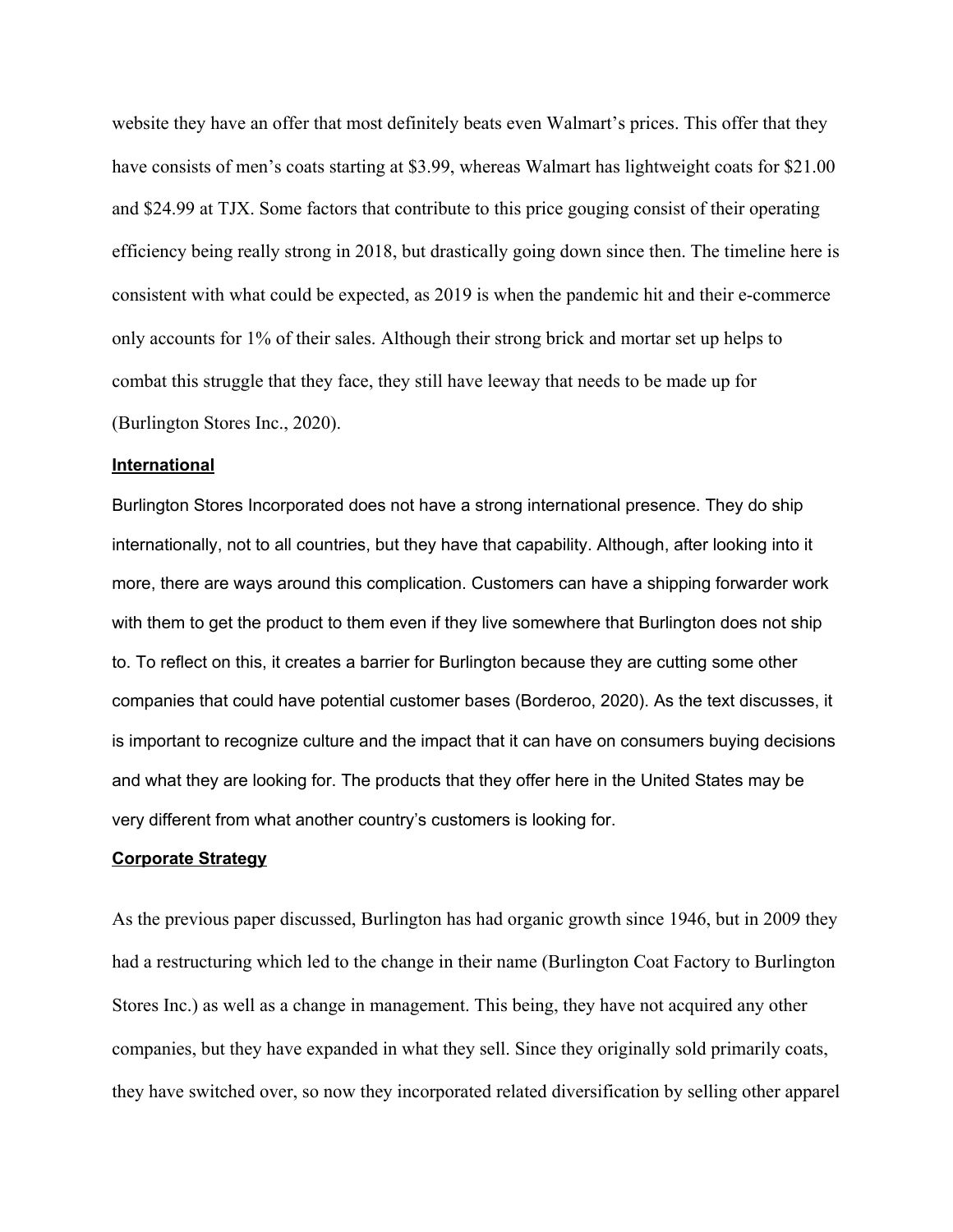website they have an offer that most definitely beats even Walmart's prices. This offer that they have consists of men's coats starting at $3.99, whereas Walmart has lightweight coats for $21.00 and $24.99 at TJX. Some factors that contribute to this price gouging consist of their operating efficiency being really strong in 2018, but drastically going down since then. The timeline here is consistent with what could be expected, as 2019 is when the pandemic hit and their e-commerce only accounts for 1% of their sales. Although their strong brick and mortar set up helps to combat this struggle that they face, they still have leeway that needs to be made up for (Burlington Stores Inc., 2020).

**International**

Burlington Stores Incorporated does not have a strong international presence. They do ship internationally, not to all countries, but they have that capability. Although, after looking into it more, there are ways around this complication. Customers can have a shipping forwarder work with them to get the product to them even if they live somewhere that Burlington does not ship to. To reflect on this, it creates a barrier for Burlington because they are cutting some other companies that could have potential customer bases (Borderoo, 2020). As the text discusses, it is important to recognize culture and the impact that it can have on consumers buying decisions and what they are looking for. The products that they offer here in the United States may be very different from what another country's customers is looking for.

**Corporate Strategy**

As the previous paper discussed, Burlington has had organic growth since 1946, but in 2009 they had a restructuring which led to the change in their name (Burlington Coat Factory to Burlington Stores Inc.) as well as a change in management. This being, they have not acquired any other companies, but they have expanded in what they sell. Since they originally sold primarily coats, they have switched over, so now they incorporated related diversification by selling other apparel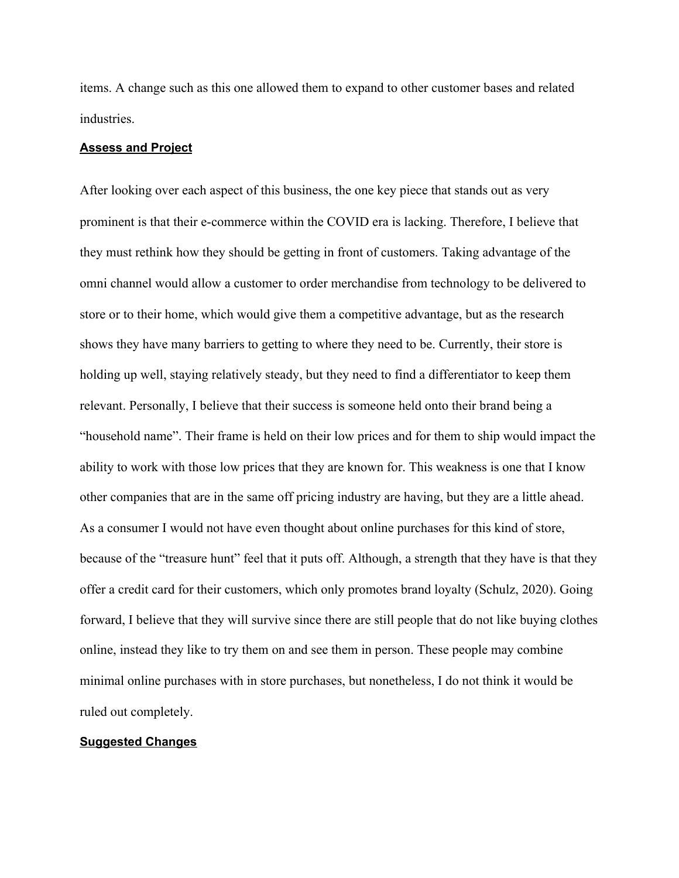items. A change such as this one allowed them to expand to other customer bases and related industries.

**Assess and Project**

After looking over each aspect of this business, the one key piece that stands out as very prominent is that their e-commerce within the COVID era is lacking. Therefore, I believe that they must rethink how they should be getting in front of customers. Taking advantage of the omni channel would allow a customer to order merchandise from technology to be delivered to store or to their home, which would give them a competitive advantage, but as the research shows they have many barriers to getting to where they need to be. Currently, their store is holding up well, staying relatively steady, but they need to find a differentiator to keep them relevant. Personally, I believe that their success is someone held onto their brand being a "household name". Their frame is held on their low prices and for them to ship would impact the ability to work with those low prices that they are known for. This weakness is one that I know other companies that are in the same off pricing industry are having, but they are a little ahead. As a consumer I would not have even thought about online purchases for this kind of store, because of the "treasure hunt" feel that it puts off. Although, a strength that they have is that they offer a credit card for their customers, which only promotes brand loyalty (Schulz, 2020). Going forward, I believe that they will survive since there are still people that do not like buying clothes online, instead they like to try them on and see them in person. These people may combine minimal online purchases with in store purchases, but nonetheless, I do not think it would be ruled out completely.

**Suggested Changes**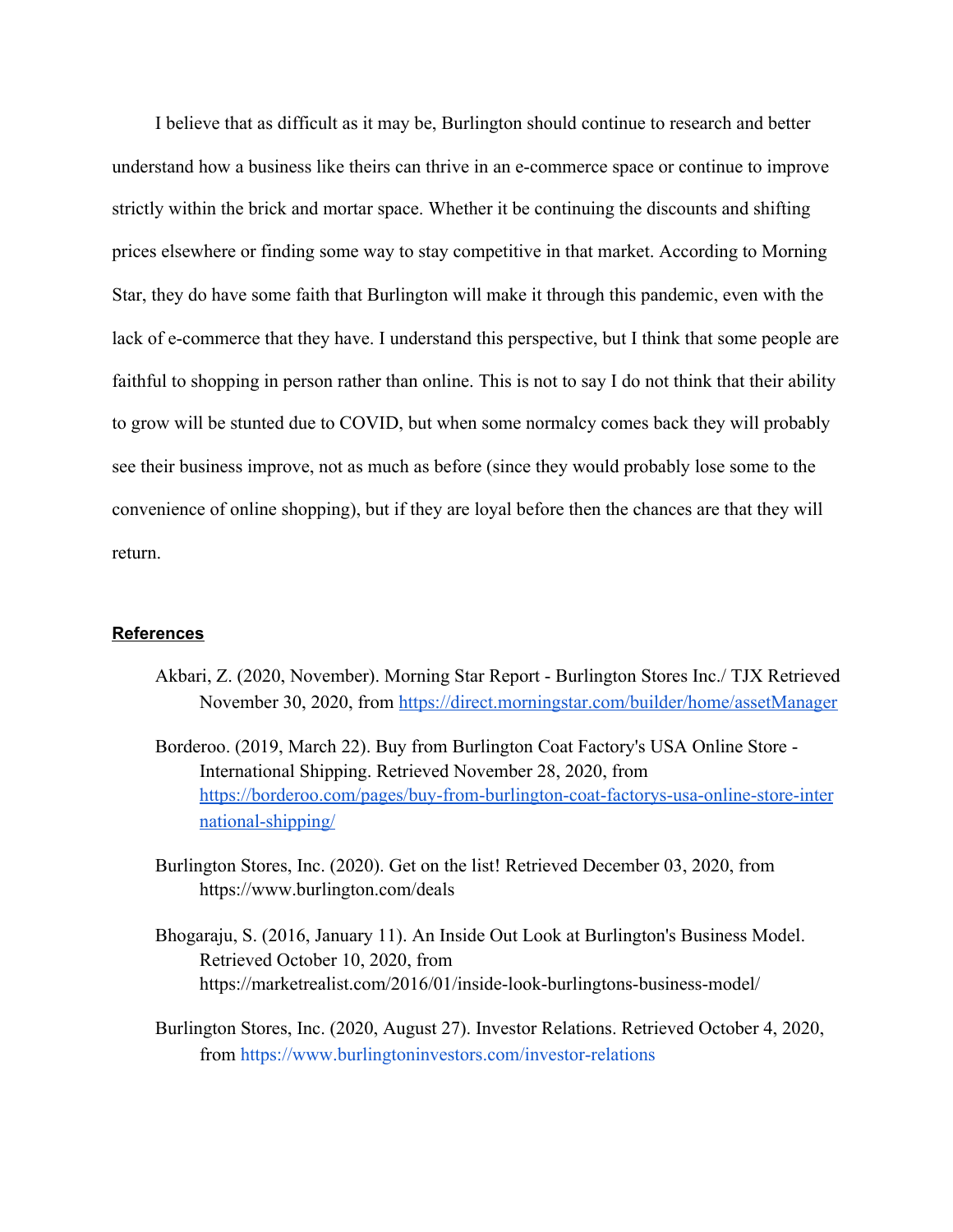I believe that as difficult as it may be, Burlington should continue to research and better understand how a business like theirs can thrive in an e-commerce space or continue to improve strictly within the brick and mortar space. Whether it be continuing the discounts and shifting prices elsewhere or finding some way to stay competitive in that market. According to Morning Star, they do have some faith that Burlington will make it through this pandemic, even with the lack of e-commerce that they have. I understand this perspective, but I think that some people are faithful to shopping in person rather than online. This is not to say I do not think that their ability to grow will be stunted due to COVID, but when some normalcy comes back they will probably see their business improve, not as much as before (since they would probably lose some to the convenience of online shopping), but if they are loyal before then the chances are that they will return.

**References**

Akbari, Z. (2020, November). Morning Star Report - Burlington Stores Inc./ TJX Retrieved November 30, 2020, from https://direct.morningstar.com/builder/home/assetManager

Borderoo. (2019, March 22). Buy from Burlington Coat Factory's USA Online Store - International Shipping. Retrieved November 28, 2020, from https://borderoo.com/pages/buy-from-burlington-coat-factorys-usa-online-store-international-shipping/

Burlington Stores, Inc. (2020). Get on the list! Retrieved December 03, 2020, from https://www.burlington.com/deals

Bhogaraju, S. (2016, January 11). An Inside Out Look at Burlington's Business Model. Retrieved October 10, 2020, from https://marketrealist.com/2016/01/inside-look-burlingtons-business-model/

Burlington Stores, Inc. (2020, August 27). Investor Relations. Retrieved October 4, 2020, from https://www.burlingtoninvestors.com/investor-relations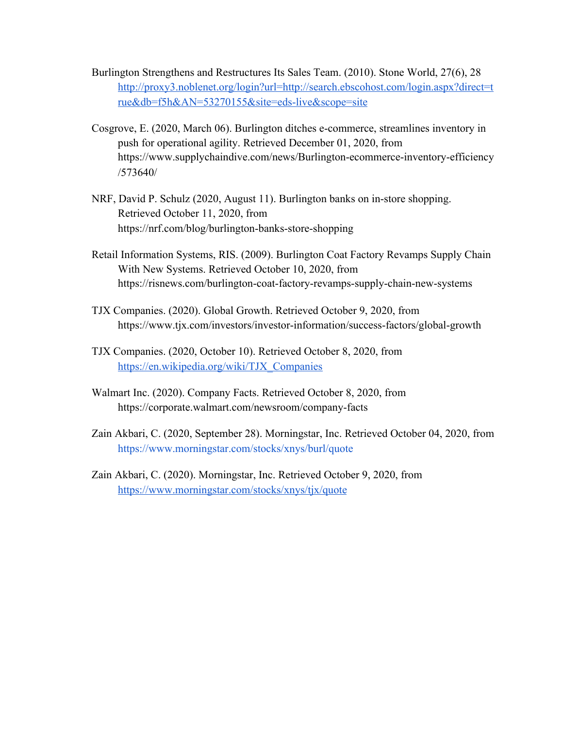Burlington Strengthens and Restructures Its Sales Team. (2010). Stone World, 27(6), 28 http://proxy3.noblenet.org/login?url=http://search.ebscohost.com/login.aspx?direct=true&db=f5h&AN=53270155&site=eds-live&scope=site

Cosgrove, E. (2020, March 06). Burlington ditches e-commerce, streamlines inventory in push for operational agility. Retrieved December 01, 2020, from https://www.supplychaindive.com/news/Burlington-ecommerce-inventory-efficiency/573640/

NRF, David P. Schulz (2020, August 11). Burlington banks on in-store shopping. Retrieved October 11, 2020, from https://nrf.com/blog/burlington-banks-store-shopping

Retail Information Systems, RIS. (2009). Burlington Coat Factory Revamps Supply Chain With New Systems. Retrieved October 10, 2020, from https://risnews.com/burlington-coat-factory-revamps-supply-chain-new-systems

TJX Companies. (2020). Global Growth. Retrieved October 9, 2020, from https://www.tjx.com/investors/investor-information/success-factors/global-growth

TJX Companies. (2020, October 10). Retrieved October 8, 2020, from https://en.wikipedia.org/wiki/TJX_Companies

Walmart Inc. (2020). Company Facts. Retrieved October 8, 2020, from https://corporate.walmart.com/newsroom/company-facts

Zain Akbari, C. (2020, September 28). Morningstar, Inc. Retrieved October 04, 2020, from https://www.morningstar.com/stocks/xnys/burl/quote

Zain Akbari, C. (2020). Morningstar, Inc. Retrieved October 9, 2020, from https://www.morningstar.com/stocks/xnys/tjx/quote